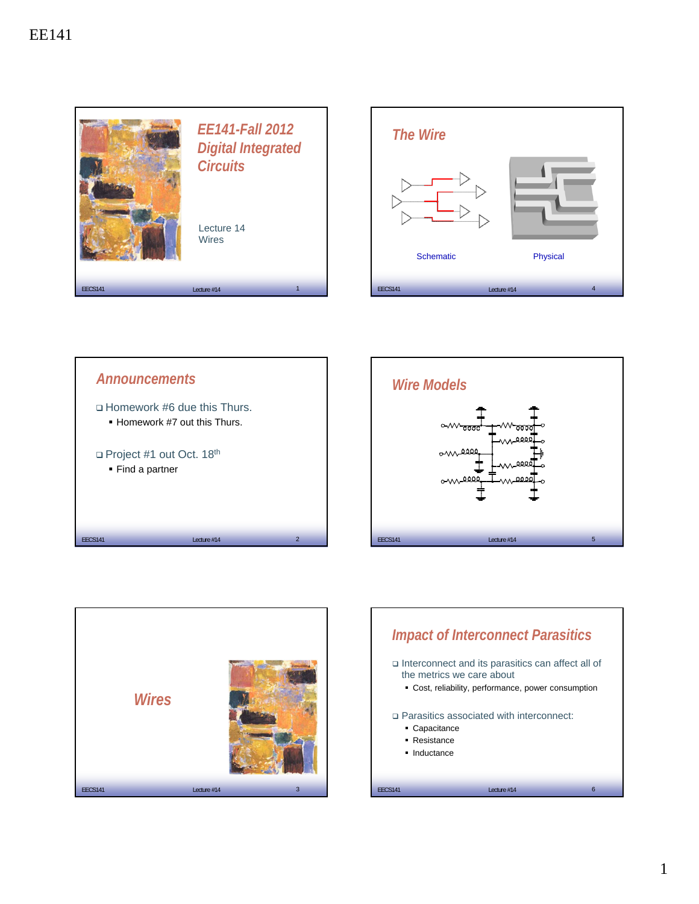# EE141

## EE141-Fall 2012 Digital Integrated Circuits

Lecture 14
Wires

## Announcements

- Homework #6 due this Thurs.
  - Homework #7 out this Thurs.
- Project #1 out Oct. 18th
  - Find a partner

## Wires

## The Wire

Schematic

Physical

## Wire Models

## Impact of Interconnect Parasitics

- Interconnect and its parasitics can affect all of the metrics we care about
  - Cost, reliability, performance, power consumption
- Parasitics associated with interconnect:
  - Capacitance
  - Resistance
  - Inductance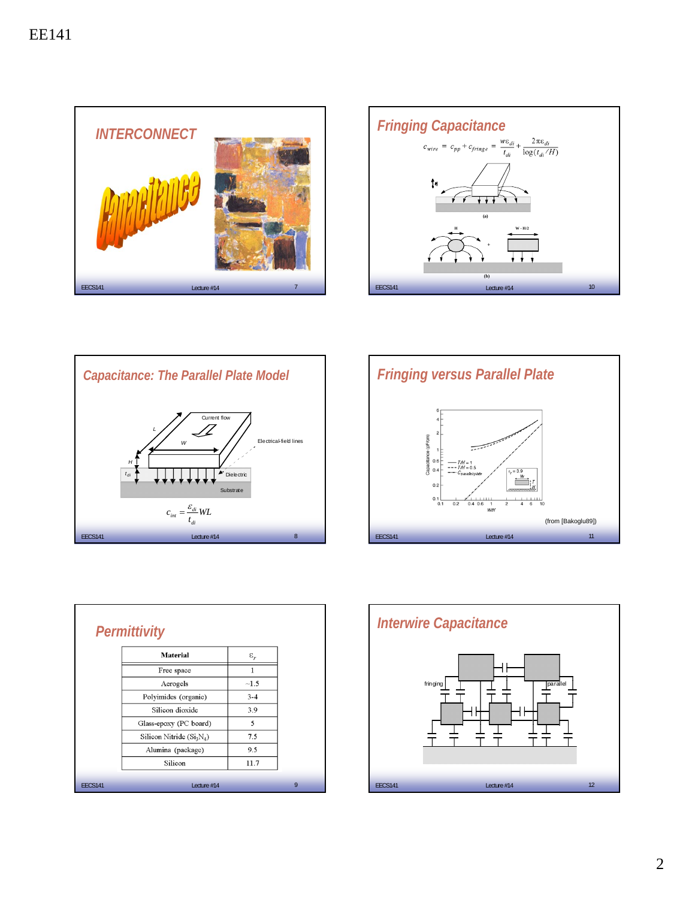## INTERCONNECT

Capacitance

## Fringing Capacitance

$$c_{wire} = c_{pp} + c_{fringe} = \frac{w\varepsilon_{di}}{t_{di}} + \frac{2\pi\varepsilon_{di}}{\log(t_{di}/H)}$$

## Capacitance: The Parallel Plate Model

Current flow

Electrical-field lines

Dielectric

Substrate

$$c_{int} = \frac{\varepsilon_{di}}{t_{di}} WL$$

## Fringing versus Parallel Plate

(from [Bakoglu89])

## Permittivity

| Material | $\varepsilon_r$ |
|---|---|
| Free space | 1 |
| Aerogels | ~1.5 |
| Polyimides (organic) | 3-4 |
| Silicon dioxide | 3.9 |
| Glass-epoxy (PC board) | 5 |
| Silicon Nitride ($Si_3N_4$) | 7.5 |
| Alumina (package) | 9.5 |
| Silicon | 11.7 |

## Interwire Capacitance

fringing

parallel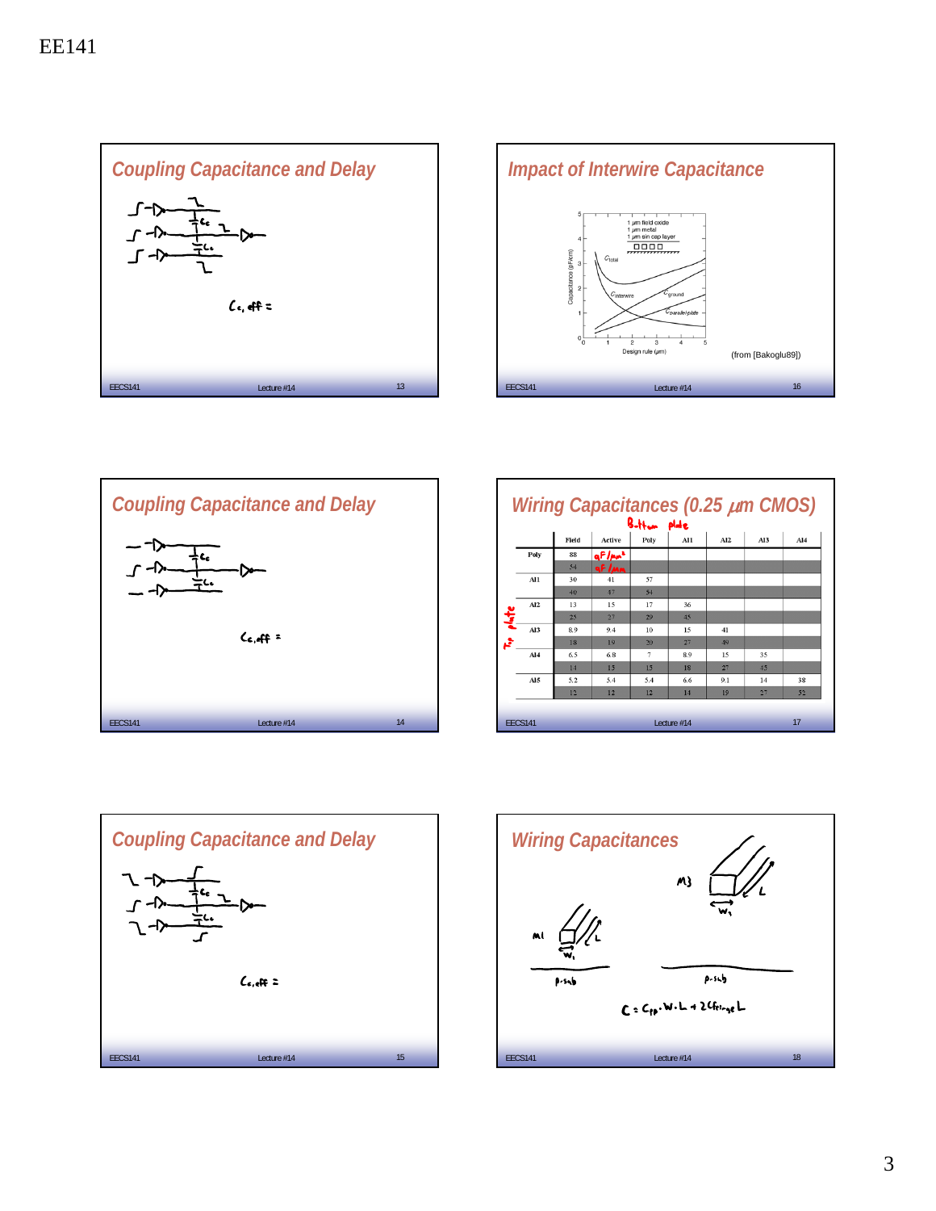EE141

## Coupling Capacitance and Delay

$C_{c,eff} =$

## Impact of Interwire Capacitance

(from [Bakoglu89])

## Coupling Capacitance and Delay

$C_{c,eff} =$

## Wiring Capacitances (0.25 $\mu$m CMOS)

Bottom plate

Top plate

| | Field | Active | Poly | Al1 | Al2 | Al3 | Al4 |
|---|---|---|---|---|---|---|---|
| Poly | 88 (aF/μm²) | | | | | | |
| | 54 (aF/μm) | | | | | | |
| Al1 | 30 | 41 | 57 | | | | |
| | 40 | 47 | 54 | | | | |
| Al2 | 13 | 15 | 17 | 36 | | | |
| | 25 | 27 | 29 | 45 | | | |
| Al3 | 8.9 | 9.4 | 10 | 15 | 41 | | |
| | 18 | 19 | 20 | 27 | 49 | | |
| Al4 | 6.5 | 6.8 | 7 | 8.9 | 15 | 35 | |
| | 14 | 15 | 15 | 18 | 27 | 45 | |
| Al5 | 5.2 | 5.4 | 5.4 | 6.6 | 9.1 | 14 | 38 |
| | 12 | 12 | 12 | 14 | 19 | 27 | 52 |

## Coupling Capacitance and Delay

$C_{c,eff} =$

## Wiring Capacitances

M3, M1, p-sub

$$C = C_{pp} \cdot W \cdot L + 2C_{fringe} L$$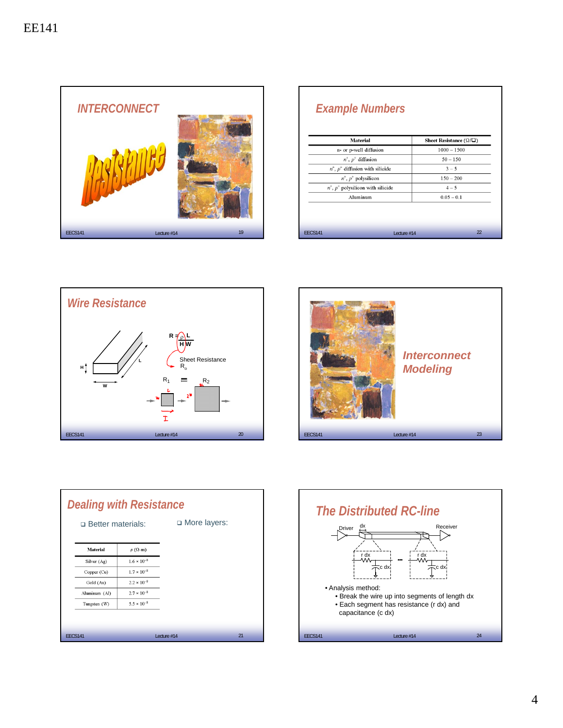## INTERCONNECT

Resistance

## Example Numbers

| Material | Sheet Resistance (Ω/□) |
|---|---|
| n- or p-well diffusion | 1000 – 1500 |
| $n^+$, $p^+$ diffusion | 50 – 150 |
| $n^+$, $p^+$ diffusion with silicide | 3 – 5 |
| $n^+$, $p^+$ polysilicon | 150 – 200 |
| $n^+$, $p^+$ polysilicon with silicide | 4 – 5 |
| Aluminum | 0.05 – 0.1 |

## Wire Resistance

$$R = \frac{\rho}{H} \frac{L}{W}$$

Sheet Resistance $R_o$

$R_1 \equiv R_2$

## Interconnect Modeling

## Dealing with Resistance

- Better materials:

| Material | ρ (Ω-m) |
|---|---|
| Silver (Ag) | $1.6 \times 10^{-8}$ |
| Copper (Cu) | $1.7 \times 10^{-8}$ |
| Gold (Au) | $2.2 \times 10^{-8}$ |
| Aluminum (Al) | $2.7 \times 10^{-8}$ |
| Tungsten (W) | $5.5 \times 10^{-8}$ |

- More layers:

## The Distributed RC-line

Driver, dx, Receiver, r dx, c dx

- Analysis method:
  - Break the wire up into segments of length dx
  - Each segment has resistance (r dx) and capacitance (c dx)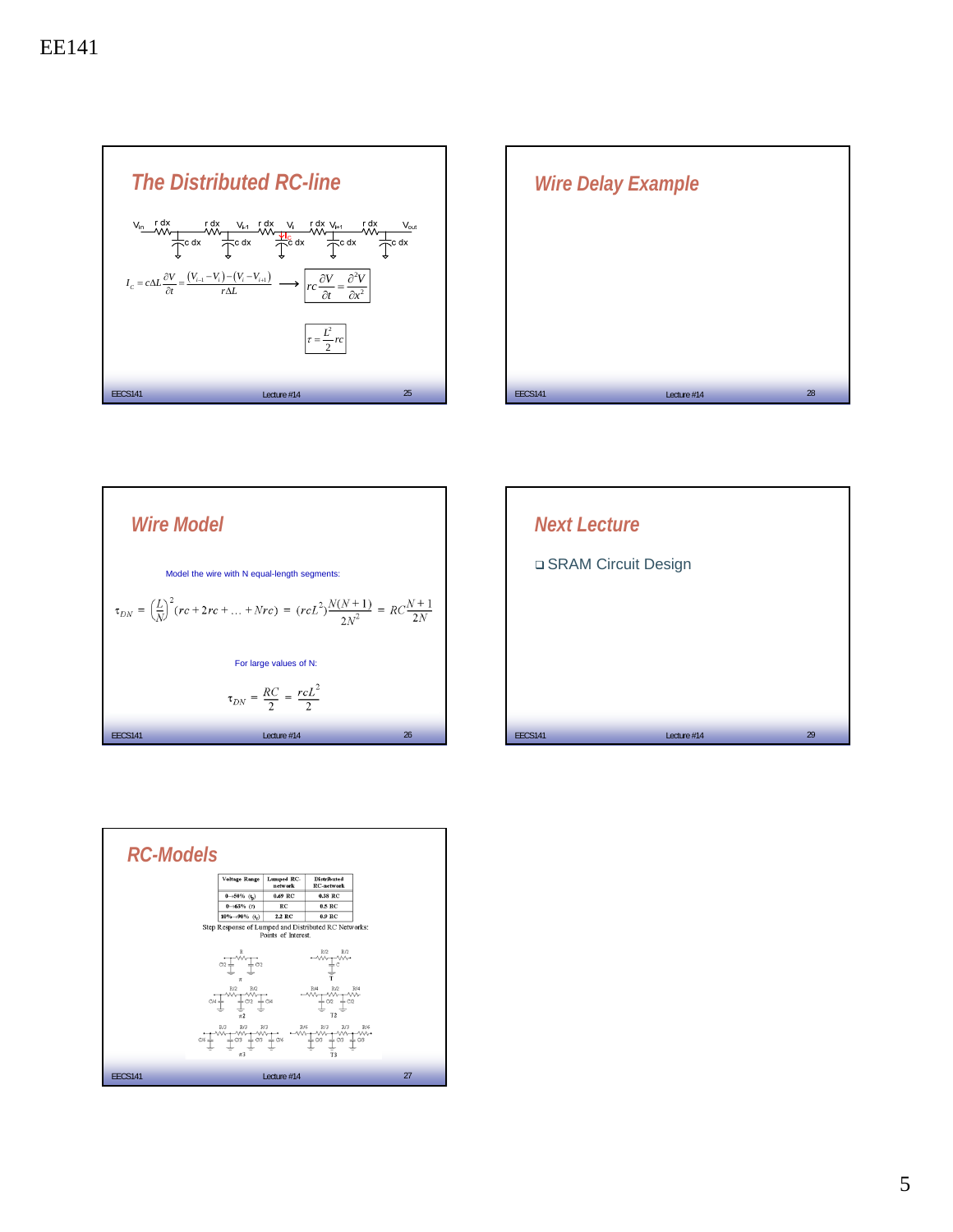EE141

## The Distributed RC-line

$V_{in}$ r dx r dx $V_{i-1}$ r dx $V_i$ r dx $V_{i+1}$ r dx $V_{out}$

c dx c dx c dx c dx c dx

$$I_C = c\Delta L \frac{\partial V}{\partial t} = \frac{(V_{i-1} - V_i) - (V_i - V_{i+1})}{r\Delta L} \longrightarrow rc\frac{\partial V}{\partial t} = \frac{\partial^2 V}{\partial x^2}$$

$$\tau = \frac{L^2}{2} rc$$

## Wire Model

Model the wire with N equal-length segments:

$$\tau_{DN} = \left(\frac{L}{N}\right)^2 (rc + 2rc + \ldots + Nrc) = (rcL^2)\frac{N(N+1)}{2N^2} = RC\frac{N+1}{2N}$$

For large values of N:

$$\tau_{DN} = \frac{RC}{2} = \frac{rcL^2}{2}$$

## RC-Models

| Voltage Range | Lumped RC-network | Distributed RC-network |
|---|---|---|
| 0→50% ($t_p$) | 0.69 RC | 0.38 RC |
| 0→63% ($\tau$) | RC | 0.5 RC |
| 10%→90% ($t_r$) | 2.2 RC | 0.9 RC |

Step Response of Lumped and Distributed RC Networks: Points of Interest.

## Wire Delay Example

## Next Lecture

- SRAM Circuit Design